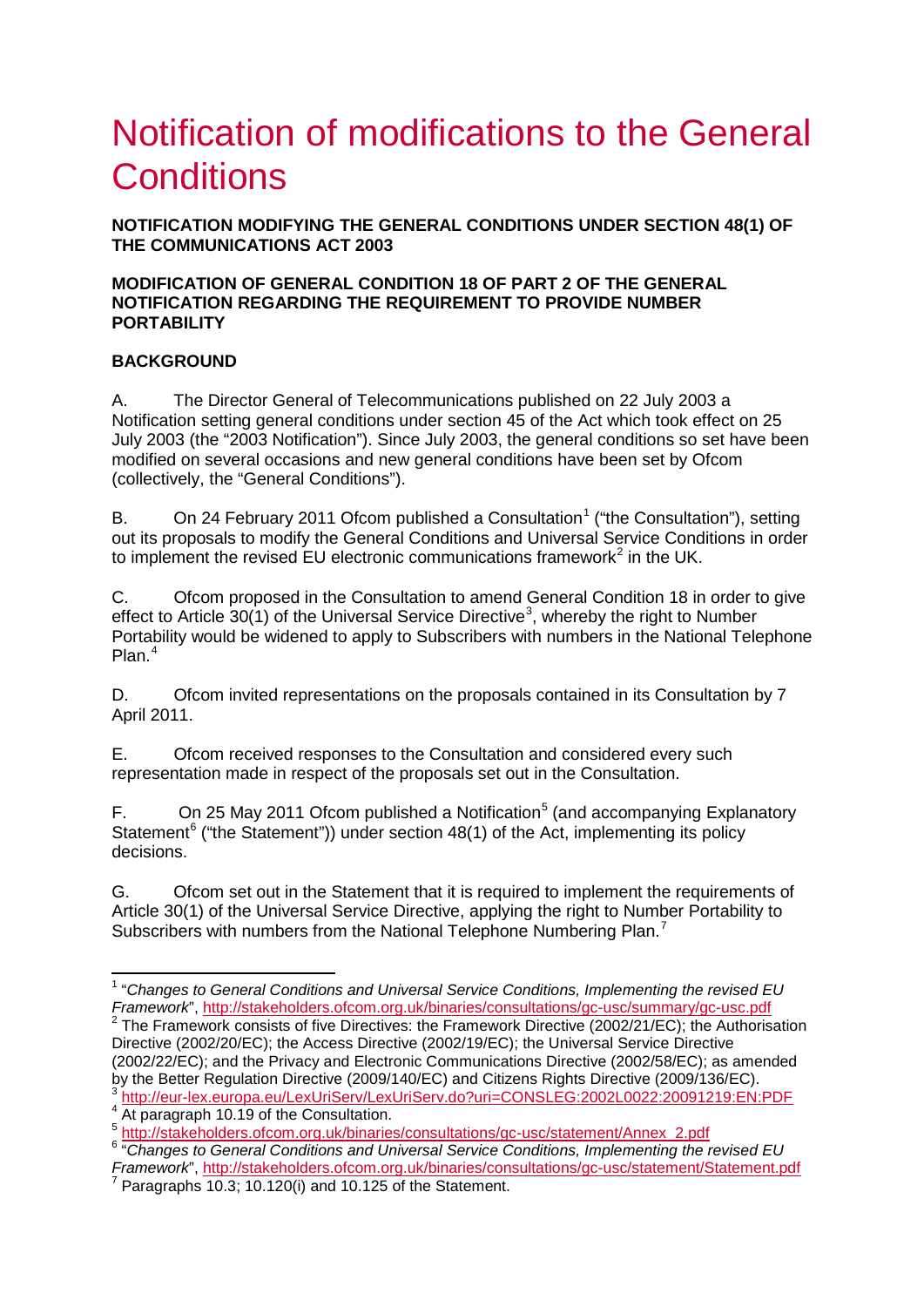# Notification of modifications to the General Conditions

**NOTIFICATION MODIFYING THE GENERAL CONDITIONS UNDER SECTION 48(1) OF THE COMMUNICATIONS ACT 2003**

**MODIFICATION OF GENERAL CONDITION 18 OF PART 2 OF THE GENERAL NOTIFICATION REGARDING THE REQUIREMENT TO PROVIDE NUMBER PORTABILITY**

**BACKGROUND**

A. The Director General of Telecommunications published on 22 July 2003 a Notification setting general conditions under section 45 of the Act which took effect on 25 July 2003 (the "2003 Notification"). Since July 2003, the general conditions so set have been modified on several occasions and new general conditions have been set by Ofcom (collectively, the "General Conditions").

B. On 24 February 2011 Ofcom published a Consultation[1] ("the Consultation"), setting out its proposals to modify the General Conditions and Universal Service Conditions in order to implement the revised EU electronic communications framework[2] in the UK.

C. Ofcom proposed in the Consultation to amend General Condition 18 in order to give effect to Article 30(1) of the Universal Service Directive[3], whereby the right to Number Portability would be widened to apply to Subscribers with numbers in the National Telephone Plan.[4]

D. Ofcom invited representations on the proposals contained in its Consultation by 7 April 2011.

E. Ofcom received responses to the Consultation and considered every such representation made in respect of the proposals set out in the Consultation.

F. On 25 May 2011 Ofcom published a Notification[5] (and accompanying Explanatory Statement[6] ("the Statement")) under section 48(1) of the Act, implementing its policy decisions.

G. Ofcom set out in the Statement that it is required to implement the requirements of Article 30(1) of the Universal Service Directive, applying the right to Number Portability to Subscribers with numbers from the National Telephone Numbering Plan.[7]

---

[1] "*Changes to General Conditions and Universal Service Conditions, Implementing the revised EU Framework*", http://stakeholders.ofcom.org.uk/binaries/consultations/gc-usc/summary/gc-usc.pdf

[2] The Framework consists of five Directives: the Framework Directive (2002/21/EC); the Authorisation Directive (2002/20/EC); the Access Directive (2002/19/EC); the Universal Service Directive (2002/22/EC); and the Privacy and Electronic Communications Directive (2002/58/EC); as amended by the Better Regulation Directive (2009/140/EC) and Citizens Rights Directive (2009/136/EC).

[3] http://eur-lex.europa.eu/LexUriServ/LexUriServ.do?uri=CONSLEG:2002L0022:20091219:EN:PDF

[4] At paragraph 10.19 of the Consultation.

[5] http://stakeholders.ofcom.org.uk/binaries/consultations/gc-usc/statement/Annex_2.pdf

[6] "*Changes to General Conditions and Universal Service Conditions, Implementing the revised EU Framework*", http://stakeholders.ofcom.org.uk/binaries/consultations/gc-usc/statement/Statement.pdf

[7] Paragraphs 10.3; 10.120(i) and 10.125 of the Statement.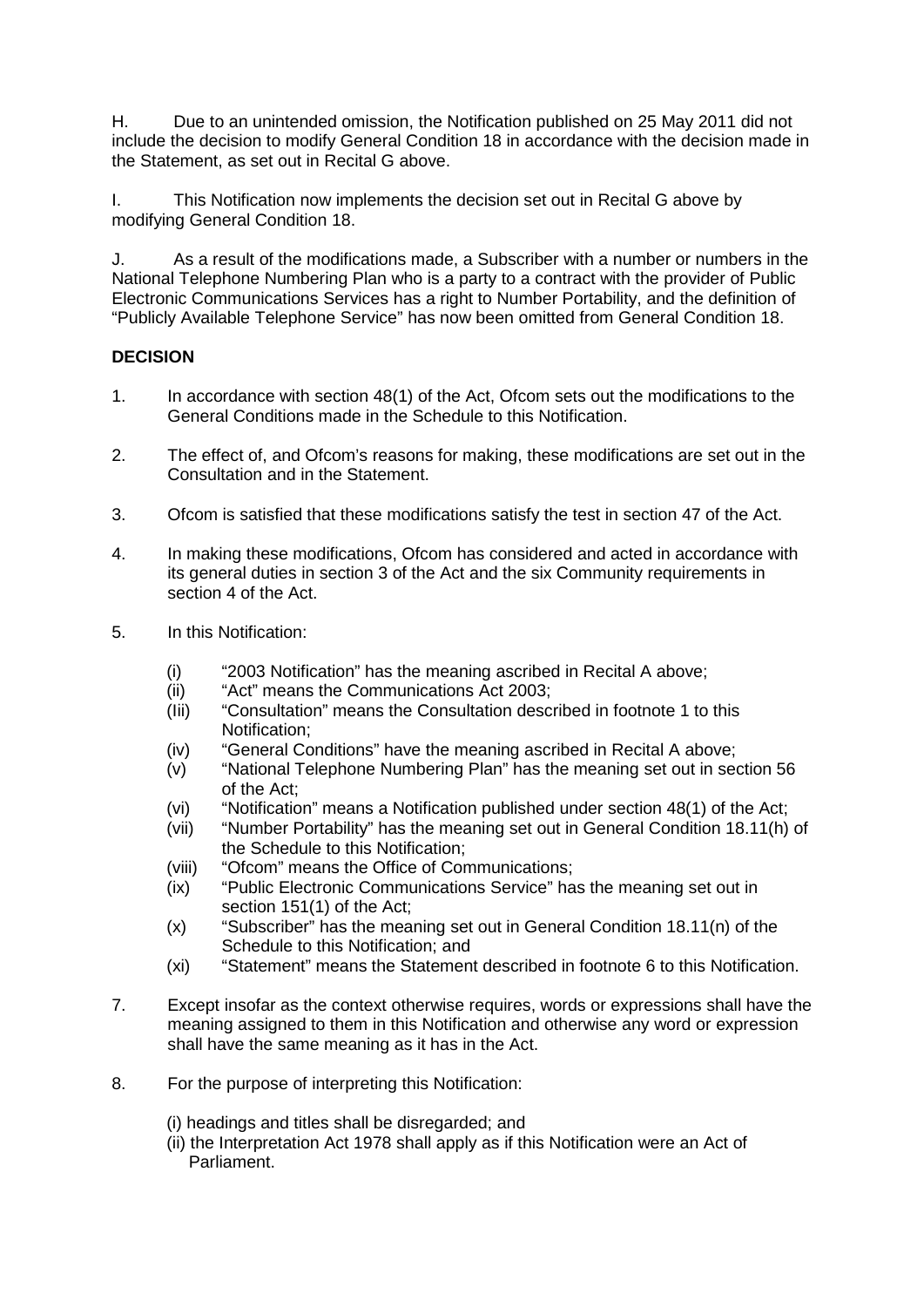H. Due to an unintended omission, the Notification published on 25 May 2011 did not include the decision to modify General Condition 18 in accordance with the decision made in the Statement, as set out in Recital G above.

I. This Notification now implements the decision set out in Recital G above by modifying General Condition 18.

J. As a result of the modifications made, a Subscriber with a number or numbers in the National Telephone Numbering Plan who is a party to a contract with the provider of Public Electronic Communications Services has a right to Number Portability, and the definition of "Publicly Available Telephone Service" has now been omitted from General Condition 18.

**DECISION**

1. In accordance with section 48(1) of the Act, Ofcom sets out the modifications to the General Conditions made in the Schedule to this Notification.

2. The effect of, and Ofcom's reasons for making, these modifications are set out in the Consultation and in the Statement.

3. Ofcom is satisfied that these modifications satisfy the test in section 47 of the Act.

4. In making these modifications, Ofcom has considered and acted in accordance with its general duties in section 3 of the Act and the six Community requirements in section 4 of the Act.

5. In this Notification:

   (i) "2003 Notification" has the meaning ascribed in Recital A above;
   (ii) "Act" means the Communications Act 2003;
   (Iii) "Consultation" means the Consultation described in footnote 1 to this Notification;
   (iv) "General Conditions" have the meaning ascribed in Recital A above;
   (v) "National Telephone Numbering Plan" has the meaning set out in section 56 of the Act;
   (vi) "Notification" means a Notification published under section 48(1) of the Act;
   (vii) "Number Portability" has the meaning set out in General Condition 18.11(h) of the Schedule to this Notification;
   (viii) "Ofcom" means the Office of Communications;
   (ix) "Public Electronic Communications Service" has the meaning set out in section 151(1) of the Act;
   (x) "Subscriber" has the meaning set out in General Condition 18.11(n) of the Schedule to this Notification; and
   (xi) "Statement" means the Statement described in footnote 6 to this Notification.

7. Except insofar as the context otherwise requires, words or expressions shall have the meaning assigned to them in this Notification and otherwise any word or expression shall have the same meaning as it has in the Act.

8. For the purpose of interpreting this Notification:

   (i) headings and titles shall be disregarded; and
   (ii) the Interpretation Act 1978 shall apply as if this Notification were an Act of Parliament.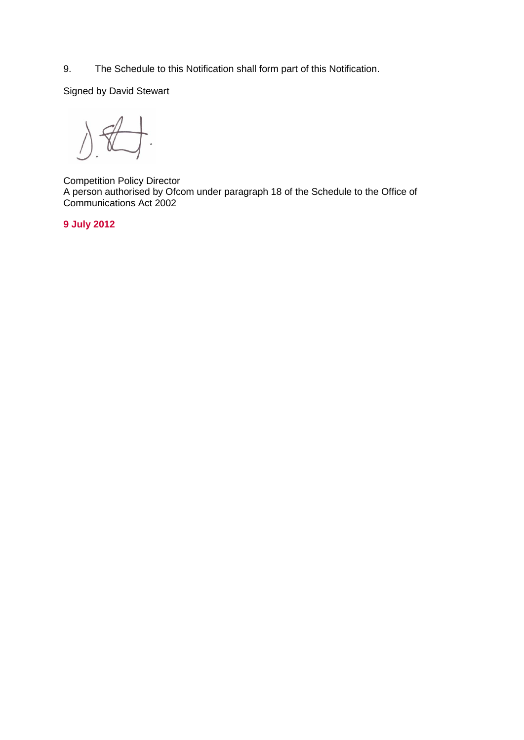9. The Schedule to this Notification shall form part of this Notification.

Signed by David Stewart

Competition Policy Director
A person authorised by Ofcom under paragraph 18 of the Schedule to the Office of Communications Act 2002

**9 July 2012**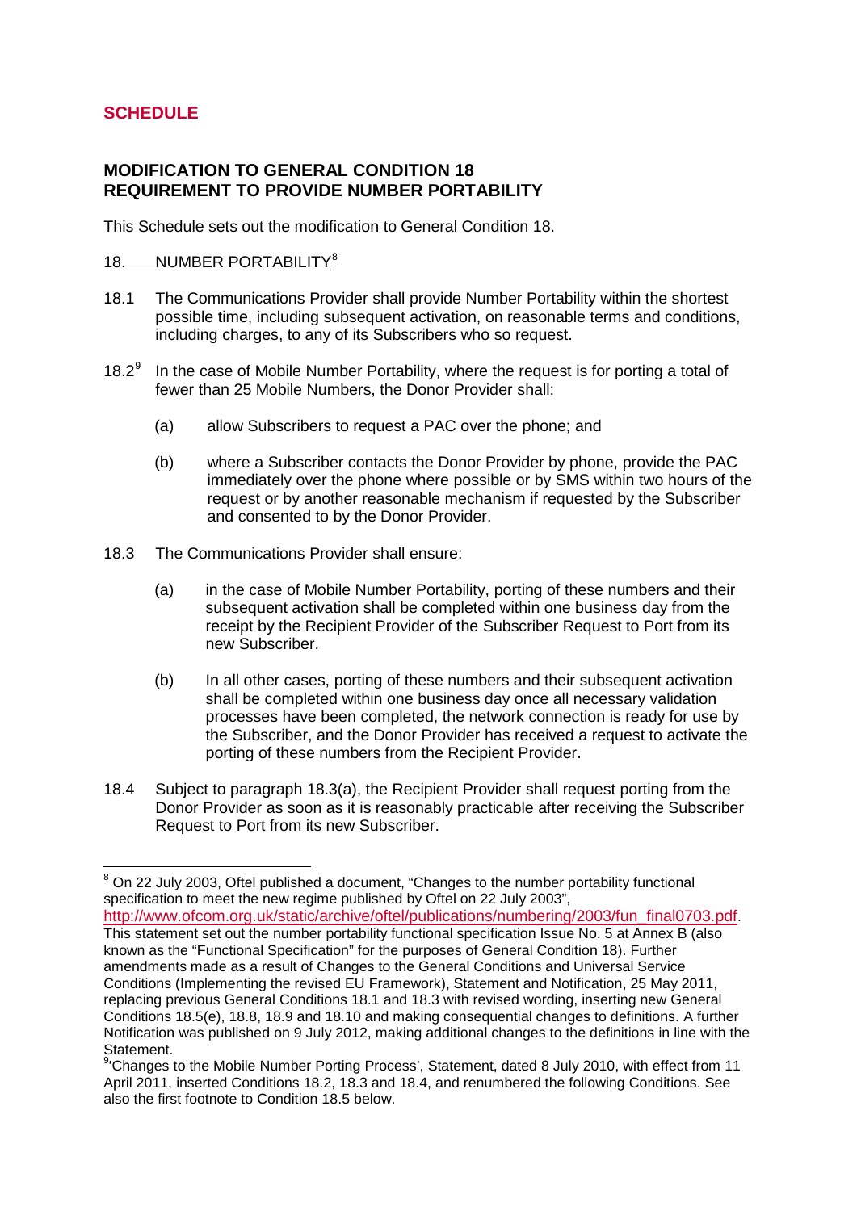## SCHEDULE

### MODIFICATION TO GENERAL CONDITION 18
### REQUIREMENT TO PROVIDE NUMBER PORTABILITY

This Schedule sets out the modification to General Condition 18.

18. NUMBER PORTABILITY[8]

18.1 The Communications Provider shall provide Number Portability within the shortest possible time, including subsequent activation, on reasonable terms and conditions, including charges, to any of its Subscribers who so request.

18.2[9] In the case of Mobile Number Portability, where the request is for porting a total of fewer than 25 Mobile Numbers, the Donor Provider shall:

(a) allow Subscribers to request a PAC over the phone; and

(b) where a Subscriber contacts the Donor Provider by phone, provide the PAC immediately over the phone where possible or by SMS within two hours of the request or by another reasonable mechanism if requested by the Subscriber and consented to by the Donor Provider.

18.3 The Communications Provider shall ensure:

(a) in the case of Mobile Number Portability, porting of these numbers and their subsequent activation shall be completed within one business day from the receipt by the Recipient Provider of the Subscriber Request to Port from its new Subscriber.

(b) In all other cases, porting of these numbers and their subsequent activation shall be completed within one business day once all necessary validation processes have been completed, the network connection is ready for use by the Subscriber, and the Donor Provider has received a request to activate the porting of these numbers from the Recipient Provider.

18.4 Subject to paragraph 18.3(a), the Recipient Provider shall request porting from the Donor Provider as soon as it is reasonably practicable after receiving the Subscriber Request to Port from its new Subscriber.

---

[8] On 22 July 2003, Oftel published a document, "Changes to the number portability functional specification to meet the new regime published by Oftel on 22 July 2003", http://www.ofcom.org.uk/static/archive/oftel/publications/numbering/2003/fun_final0703.pdf. This statement set out the number portability functional specification Issue No. 5 at Annex B (also known as the "Functional Specification" for the purposes of General Condition 18). Further amendments made as a result of Changes to the General Conditions and Universal Service Conditions (Implementing the revised EU Framework), Statement and Notification, 25 May 2011, replacing previous General Conditions 18.1 and 18.3 with revised wording, inserting new General Conditions 18.5(e), 18.8, 18.9 and 18.10 and making consequential changes to definitions. A further Notification was published on 9 July 2012, making additional changes to the definitions in line with the Statement.

[9] 'Changes to the Mobile Number Porting Process', Statement, dated 8 July 2010, with effect from 11 April 2011, inserted Conditions 18.2, 18.3 and 18.4, and renumbered the following Conditions. See also the first footnote to Condition 18.5 below.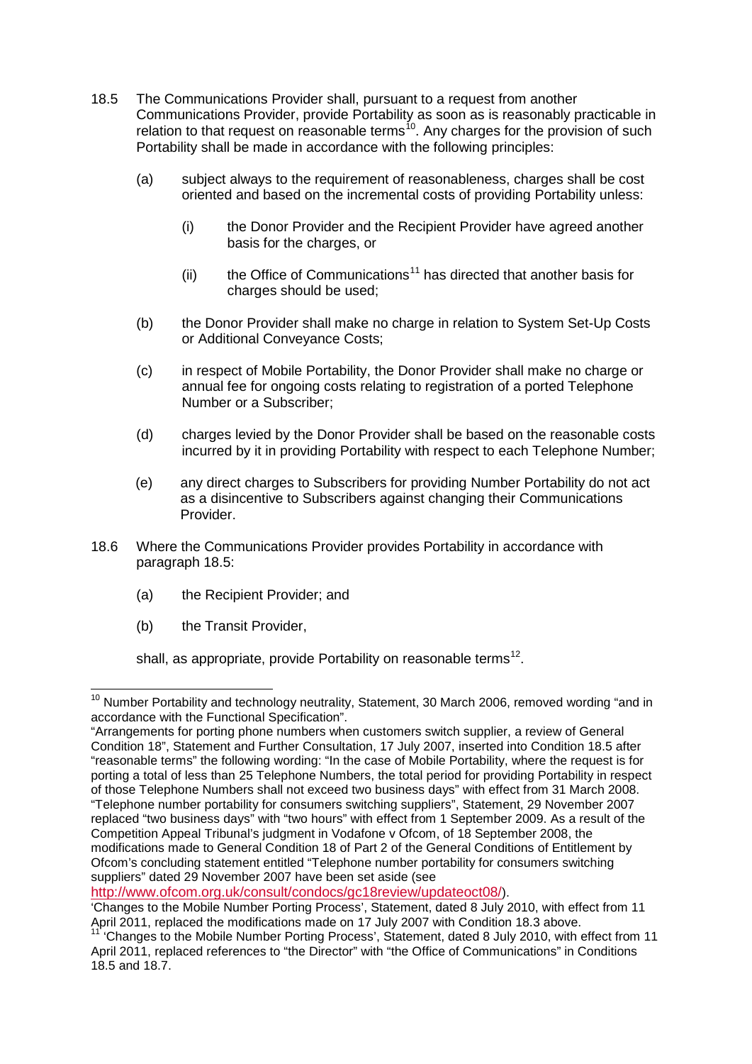18.5 The Communications Provider shall, pursuant to a request from another Communications Provider, provide Portability as soon as is reasonably practicable in relation to that request on reasonable terms[10]. Any charges for the provision of such Portability shall be made in accordance with the following principles:

(a) subject always to the requirement of reasonableness, charges shall be cost oriented and based on the incremental costs of providing Portability unless:

(i) the Donor Provider and the Recipient Provider have agreed another basis for the charges, or

(ii) the Office of Communications[11] has directed that another basis for charges should be used;

(b) the Donor Provider shall make no charge in relation to System Set-Up Costs or Additional Conveyance Costs;

(c) in respect of Mobile Portability, the Donor Provider shall make no charge or annual fee for ongoing costs relating to registration of a ported Telephone Number or a Subscriber;

(d) charges levied by the Donor Provider shall be based on the reasonable costs incurred by it in providing Portability with respect to each Telephone Number;

(e) any direct charges to Subscribers for providing Number Portability do not act as a disincentive to Subscribers against changing their Communications Provider.

18.6 Where the Communications Provider provides Portability in accordance with paragraph 18.5:

(a) the Recipient Provider; and

(b) the Transit Provider,

shall, as appropriate, provide Portability on reasonable terms[12].

---

[10] Number Portability and technology neutrality, Statement, 30 March 2006, removed wording "and in accordance with the Functional Specification".
"Arrangements for porting phone numbers when customers switch supplier, a review of General Condition 18", Statement and Further Consultation, 17 July 2007, inserted into Condition 18.5 after "reasonable terms" the following wording: "In the case of Mobile Portability, where the request is for porting a total of less than 25 Telephone Numbers, the total period for providing Portability in respect of those Telephone Numbers shall not exceed two business days" with effect from 31 March 2008. "Telephone number portability for consumers switching suppliers", Statement, 29 November 2007 replaced "two business days" with "two hours" with effect from 1 September 2009. As a result of the Competition Appeal Tribunal's judgment in Vodafone v Ofcom, of 18 September 2008, the modifications made to General Condition 18 of Part 2 of the General Conditions of Entitlement by Ofcom's concluding statement entitled "Telephone number portability for consumers switching suppliers" dated 29 November 2007 have been set aside (see http://www.ofcom.org.uk/consult/condocs/gc18review/updateoct08/).
'Changes to the Mobile Number Porting Process', Statement, dated 8 July 2010, with effect from 11 April 2011, replaced the modifications made on 17 July 2007 with Condition 18.3 above.

[11] 'Changes to the Mobile Number Porting Process', Statement, dated 8 July 2010, with effect from 11 April 2011, replaced references to "the Director" with "the Office of Communications" in Conditions 18.5 and 18.7.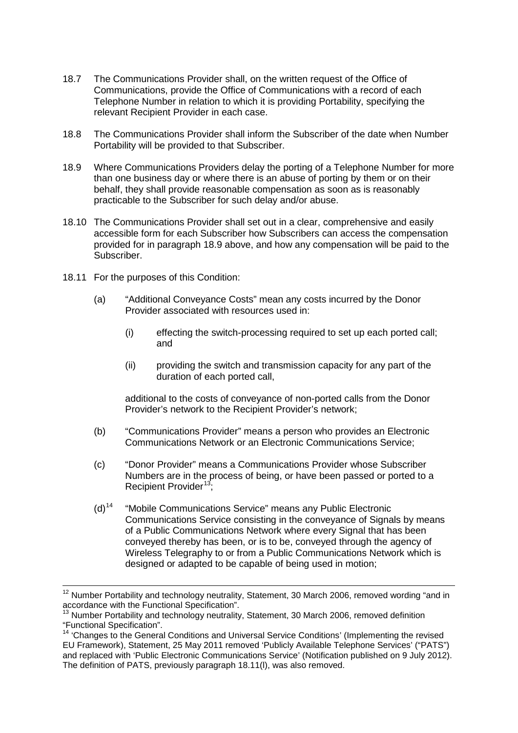18.7 The Communications Provider shall, on the written request of the Office of Communications, provide the Office of Communications with a record of each Telephone Number in relation to which it is providing Portability, specifying the relevant Recipient Provider in each case.

18.8 The Communications Provider shall inform the Subscriber of the date when Number Portability will be provided to that Subscriber.

18.9 Where Communications Providers delay the porting of a Telephone Number for more than one business day or where there is an abuse of porting by them or on their behalf, they shall provide reasonable compensation as soon as is reasonably practicable to the Subscriber for such delay and/or abuse.

18.10 The Communications Provider shall set out in a clear, comprehensive and easily accessible form for each Subscriber how Subscribers can access the compensation provided for in paragraph 18.9 above, and how any compensation will be paid to the Subscriber.

18.11 For the purposes of this Condition:

(a) "Additional Conveyance Costs" mean any costs incurred by the Donor Provider associated with resources used in:

(i) effecting the switch-processing required to set up each ported call; and

(ii) providing the switch and transmission capacity for any part of the duration of each ported call,

additional to the costs of conveyance of non-ported calls from the Donor Provider's network to the Recipient Provider's network;

(b) "Communications Provider" means a person who provides an Electronic Communications Network or an Electronic Communications Service;

(c) "Donor Provider" means a Communications Provider whose Subscriber Numbers are in the process of being, or have been passed or ported to a Recipient Provider[13];

(d)[14] "Mobile Communications Service" means any Public Electronic Communications Service consisting in the conveyance of Signals by means of a Public Communications Network where every Signal that has been conveyed thereby has been, or is to be, conveyed through the agency of Wireless Telegraphy to or from a Public Communications Network which is designed or adapted to be capable of being used in motion;

---

[12] Number Portability and technology neutrality, Statement, 30 March 2006, removed wording "and in accordance with the Functional Specification".

[13] Number Portability and technology neutrality, Statement, 30 March 2006, removed definition "Functional Specification".

[14] 'Changes to the General Conditions and Universal Service Conditions' (Implementing the revised EU Framework), Statement, 25 May 2011 removed 'Publicly Available Telephone Services' ("PATS") and replaced with 'Public Electronic Communications Service' (Notification published on 9 July 2012). The definition of PATS, previously paragraph 18.11(l), was also removed.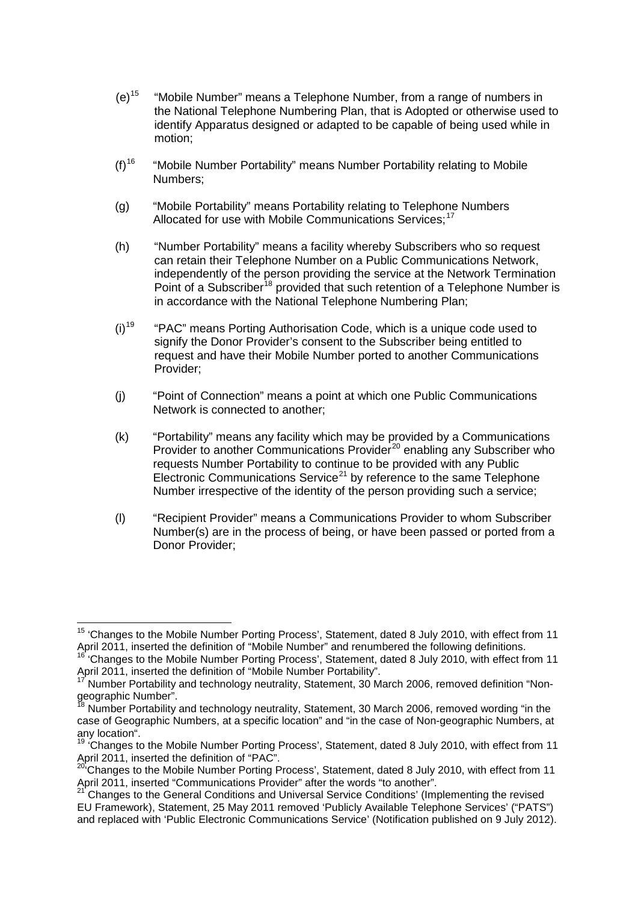(e)[15] "Mobile Number" means a Telephone Number, from a range of numbers in the National Telephone Numbering Plan, that is Adopted or otherwise used to identify Apparatus designed or adapted to be capable of being used while in motion;

(f)[16] "Mobile Number Portability" means Number Portability relating to Mobile Numbers;

(g) "Mobile Portability" means Portability relating to Telephone Numbers Allocated for use with Mobile Communications Services;[17]

(h) "Number Portability" means a facility whereby Subscribers who so request can retain their Telephone Number on a Public Communications Network, independently of the person providing the service at the Network Termination Point of a Subscriber[18] provided that such retention of a Telephone Number is in accordance with the National Telephone Numbering Plan;

(i)[19] "PAC" means Porting Authorisation Code, which is a unique code used to signify the Donor Provider's consent to the Subscriber being entitled to request and have their Mobile Number ported to another Communications Provider;

(j) "Point of Connection" means a point at which one Public Communications Network is connected to another;

(k) "Portability" means any facility which may be provided by a Communications Provider to another Communications Provider[20] enabling any Subscriber who requests Number Portability to continue to be provided with any Public Electronic Communications Service[21] by reference to the same Telephone Number irrespective of the identity of the person providing such a service;

(l) "Recipient Provider" means a Communications Provider to whom Subscriber Number(s) are in the process of being, or have been passed or ported from a Donor Provider;

---

[15] 'Changes to the Mobile Number Porting Process', Statement, dated 8 July 2010, with effect from 11 April 2011, inserted the definition of "Mobile Number" and renumbered the following definitions.

[16] 'Changes to the Mobile Number Porting Process', Statement, dated 8 July 2010, with effect from 11 April 2011, inserted the definition of "Mobile Number Portability".

[17] Number Portability and technology neutrality, Statement, 30 March 2006, removed definition "Non-geographic Number".

[18] Number Portability and technology neutrality, Statement, 30 March 2006, removed wording "in the case of Geographic Numbers, at a specific location" and "in the case of Non-geographic Numbers, at any location".

[19] 'Changes to the Mobile Number Porting Process', Statement, dated 8 July 2010, with effect from 11 April 2011, inserted the definition of "PAC".

[20] 'Changes to the Mobile Number Porting Process', Statement, dated 8 July 2010, with effect from 11 April 2011, inserted "Communications Provider" after the words "to another".

[21] Changes to the General Conditions and Universal Service Conditions' (Implementing the revised EU Framework), Statement, 25 May 2011 removed 'Publicly Available Telephone Services' ("PATS") and replaced with 'Public Electronic Communications Service' (Notification published on 9 July 2012).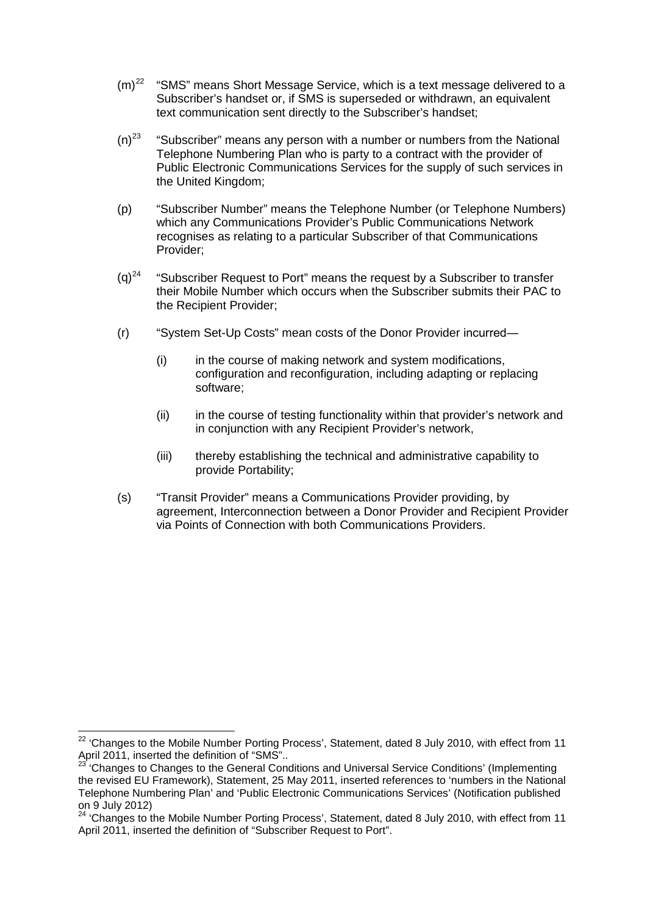(m)[22] "SMS" means Short Message Service, which is a text message delivered to a Subscriber's handset or, if SMS is superseded or withdrawn, an equivalent text communication sent directly to the Subscriber's handset;

(n)[23] "Subscriber" means any person with a number or numbers from the National Telephone Numbering Plan who is party to a contract with the provider of Public Electronic Communications Services for the supply of such services in the United Kingdom;

(p) "Subscriber Number" means the Telephone Number (or Telephone Numbers) which any Communications Provider's Public Communications Network recognises as relating to a particular Subscriber of that Communications Provider;

(q)[24] "Subscriber Request to Port" means the request by a Subscriber to transfer their Mobile Number which occurs when the Subscriber submits their PAC to the Recipient Provider;

(r) "System Set-Up Costs" mean costs of the Donor Provider incurred—

(i) in the course of making network and system modifications, configuration and reconfiguration, including adapting or replacing software;

(ii) in the course of testing functionality within that provider's network and in conjunction with any Recipient Provider's network,

(iii) thereby establishing the technical and administrative capability to provide Portability;

(s) "Transit Provider" means a Communications Provider providing, by agreement, Interconnection between a Donor Provider and Recipient Provider via Points of Connection with both Communications Providers.

---

[22] 'Changes to the Mobile Number Porting Process', Statement, dated 8 July 2010, with effect from 11 April 2011, inserted the definition of "SMS"..

[23] 'Changes to Changes to the General Conditions and Universal Service Conditions' (Implementing the revised EU Framework), Statement, 25 May 2011, inserted references to 'numbers in the National Telephone Numbering Plan' and 'Public Electronic Communications Services' (Notification published on 9 July 2012)

[24] 'Changes to the Mobile Number Porting Process', Statement, dated 8 July 2010, with effect from 11 April 2011, inserted the definition of "Subscriber Request to Port".